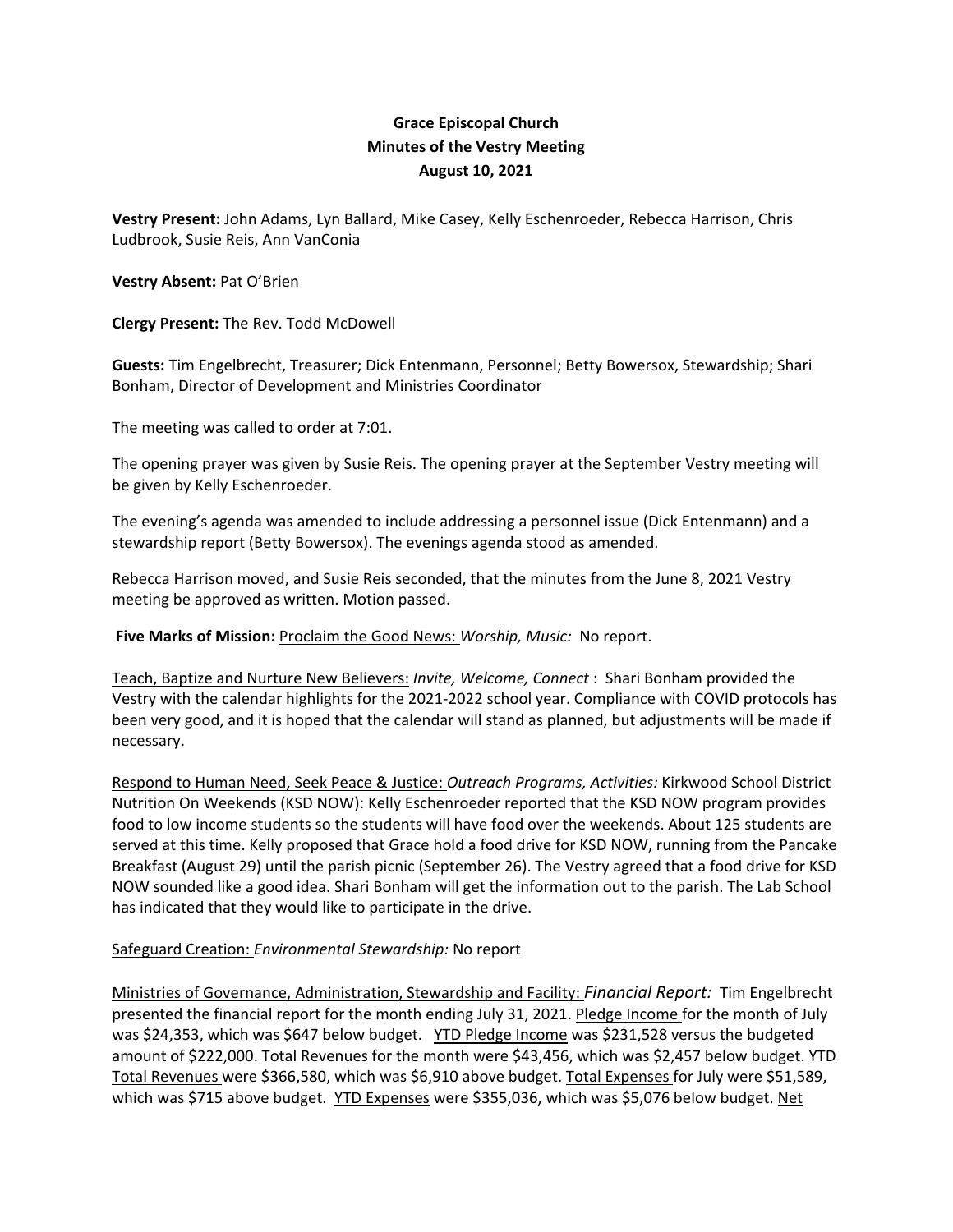**Grace Episcopal Church**
**Minutes of the Vestry Meeting**
**August 10, 2021**

**Vestry Present:** John Adams, Lyn Ballard, Mike Casey, Kelly Eschenroeder, Rebecca Harrison, Chris Ludbrook, Susie Reis, Ann VanConia

**Vestry Absent:** Pat O'Brien

**Clergy Present:** The Rev. Todd McDowell

**Guests:** Tim Engelbrecht, Treasurer; Dick Entenmann, Personnel; Betty Bowersox, Stewardship; Shari Bonham, Director of Development and Ministries Coordinator

The meeting was called to order at 7:01.

The opening prayer was given by Susie Reis. The opening prayer at the September Vestry meeting will be given by Kelly Eschenroeder.

The evening's agenda was amended to include addressing a personnel issue (Dick Entenmann) and a stewardship report (Betty Bowersox). The evenings agenda stood as amended.

Rebecca Harrison moved, and Susie Reis seconded, that the minutes from the June 8, 2021 Vestry meeting be approved as written. Motion passed.

**Five Marks of Mission:** <u>Proclaim the Good News:</u> *Worship, Music:* No report.

<u>Teach, Baptize and Nurture New Believers:</u> *Invite, Welcome, Connect* : Shari Bonham provided the Vestry with the calendar highlights for the 2021-2022 school year. Compliance with COVID protocols has been very good, and it is hoped that the calendar will stand as planned, but adjustments will be made if necessary.

<u>Respond to Human Need, Seek Peace & Justice:</u> *Outreach Programs, Activities:* Kirkwood School District Nutrition On Weekends (KSD NOW): Kelly Eschenroeder reported that the KSD NOW program provides food to low income students so the students will have food over the weekends. About 125 students are served at this time. Kelly proposed that Grace hold a food drive for KSD NOW, running from the Pancake Breakfast (August 29) until the parish picnic (September 26). The Vestry agreed that a food drive for KSD NOW sounded like a good idea. Shari Bonham will get the information out to the parish. The Lab School has indicated that they would like to participate in the drive.

<u>Safeguard Creation:</u> *Environmental Stewardship:* No report

<u>Ministries of Governance, Administration, Stewardship and Facility:</u> *Financial Report:* Tim Engelbrecht presented the financial report for the month ending July 31, 2021. <u>Pledge Income</u> for the month of July was $24,353, which was $647 below budget. <u>YTD Pledge Income</u> was $231,528 versus the budgeted amount of $222,000. <u>Total Revenues</u> for the month were $43,456, which was $2,457 below budget. <u>YTD Total Revenues</u> were $366,580, which was $6,910 above budget. <u>Total Expenses</u> for July were $51,589, which was $715 above budget. <u>YTD Expenses</u> were $355,036, which was $5,076 below budget. <u>Net</u>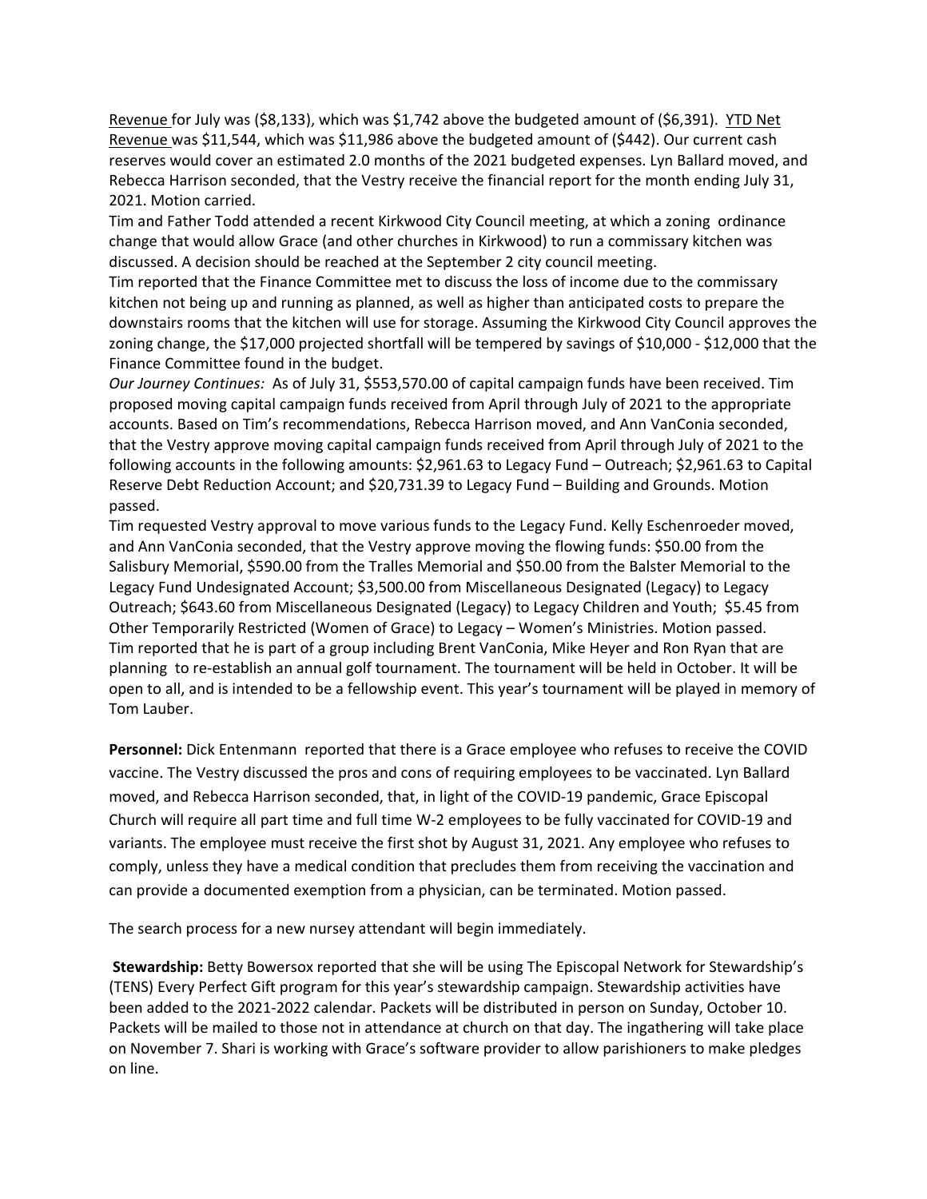Revenue for July was ($8,133), which was $1,742 above the budgeted amount of ($6,391). YTD Net Revenue was $11,544, which was $11,986 above the budgeted amount of ($442). Our current cash reserves would cover an estimated 2.0 months of the 2021 budgeted expenses. Lyn Ballard moved, and Rebecca Harrison seconded, that the Vestry receive the financial report for the month ending July 31, 2021. Motion carried.

Tim and Father Todd attended a recent Kirkwood City Council meeting, at which a zoning ordinance change that would allow Grace (and other churches in Kirkwood) to run a commissary kitchen was discussed. A decision should be reached at the September 2 city council meeting.

Tim reported that the Finance Committee met to discuss the loss of income due to the commissary kitchen not being up and running as planned, as well as higher than anticipated costs to prepare the downstairs rooms that the kitchen will use for storage. Assuming the Kirkwood City Council approves the zoning change, the $17,000 projected shortfall will be tempered by savings of $10,000 - $12,000 that the Finance Committee found in the budget.

*Our Journey Continues:* As of July 31, $553,570.00 of capital campaign funds have been received. Tim proposed moving capital campaign funds received from April through July of 2021 to the appropriate accounts. Based on Tim's recommendations, Rebecca Harrison moved, and Ann VanConia seconded, that the Vestry approve moving capital campaign funds received from April through July of 2021 to the following accounts in the following amounts: $2,961.63 to Legacy Fund – Outreach; $2,961.63 to Capital Reserve Debt Reduction Account; and $20,731.39 to Legacy Fund – Building and Grounds. Motion passed.

Tim requested Vestry approval to move various funds to the Legacy Fund. Kelly Eschenroeder moved, and Ann VanConia seconded, that the Vestry approve moving the flowing funds: $50.00 from the Salisbury Memorial, $590.00 from the Tralles Memorial and $50.00 from the Balster Memorial to the Legacy Fund Undesignated Account; $3,500.00 from Miscellaneous Designated (Legacy) to Legacy Outreach; $643.60 from Miscellaneous Designated (Legacy) to Legacy Children and Youth; $5.45 from Other Temporarily Restricted (Women of Grace) to Legacy – Women's Ministries. Motion passed.

Tim reported that he is part of a group including Brent VanConia, Mike Heyer and Ron Ryan that are planning to re-establish an annual golf tournament. The tournament will be held in October. It will be open to all, and is intended to be a fellowship event. This year's tournament will be played in memory of Tom Lauber.

**Personnel:** Dick Entenmann reported that there is a Grace employee who refuses to receive the COVID vaccine. The Vestry discussed the pros and cons of requiring employees to be vaccinated. Lyn Ballard moved, and Rebecca Harrison seconded, that, in light of the COVID-19 pandemic, Grace Episcopal Church will require all part time and full time W-2 employees to be fully vaccinated for COVID-19 and variants. The employee must receive the first shot by August 31, 2021. Any employee who refuses to comply, unless they have a medical condition that precludes them from receiving the vaccination and can provide a documented exemption from a physician, can be terminated. Motion passed.

The search process for a new nursey attendant will begin immediately.

**Stewardship:** Betty Bowersox reported that she will be using The Episcopal Network for Stewardship's (TENS) Every Perfect Gift program for this year's stewardship campaign. Stewardship activities have been added to the 2021-2022 calendar. Packets will be distributed in person on Sunday, October 10. Packets will be mailed to those not in attendance at church on that day. The ingathering will take place on November 7. Shari is working with Grace's software provider to allow parishioners to make pledges on line.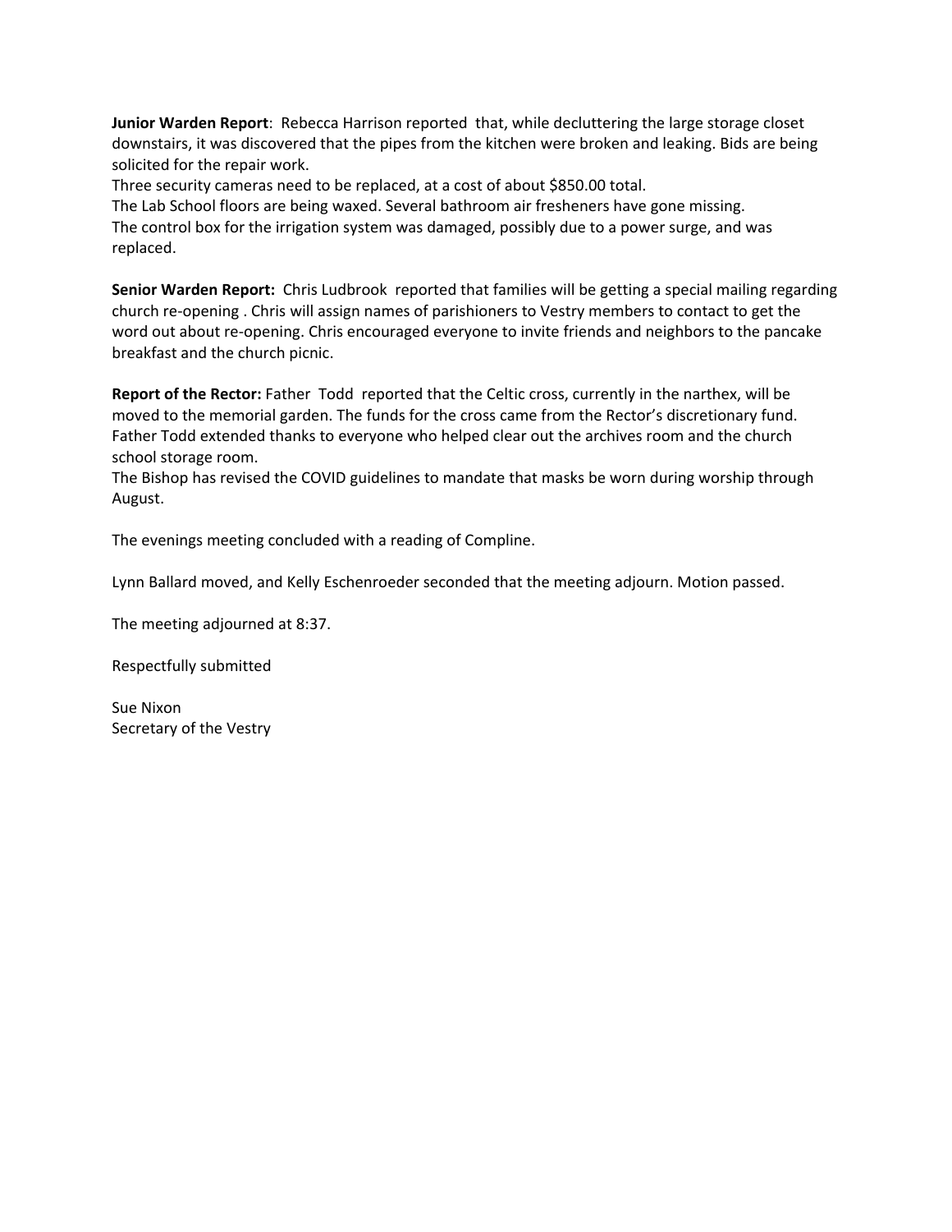**Junior Warden Report**: Rebecca Harrison reported that, while decluttering the large storage closet downstairs, it was discovered that the pipes from the kitchen were broken and leaking. Bids are being solicited for the repair work.
Three security cameras need to be replaced, at a cost of about $850.00 total.
The Lab School floors are being waxed. Several bathroom air fresheners have gone missing.
The control box for the irrigation system was damaged, possibly due to a power surge, and was replaced.

**Senior Warden Report:** Chris Ludbrook reported that families will be getting a special mailing regarding church re-opening . Chris will assign names of parishioners to Vestry members to contact to get the word out about re-opening. Chris encouraged everyone to invite friends and neighbors to the pancake breakfast and the church picnic.

**Report of the Rector:** Father Todd reported that the Celtic cross, currently in the narthex, will be moved to the memorial garden. The funds for the cross came from the Rector's discretionary fund. Father Todd extended thanks to everyone who helped clear out the archives room and the church school storage room.
The Bishop has revised the COVID guidelines to mandate that masks be worn during worship through August.

The evenings meeting concluded with a reading of Compline.

Lynn Ballard moved, and Kelly Eschenroeder seconded that the meeting adjourn. Motion passed.

The meeting adjourned at 8:37.

Respectfully submitted

Sue Nixon
Secretary of the Vestry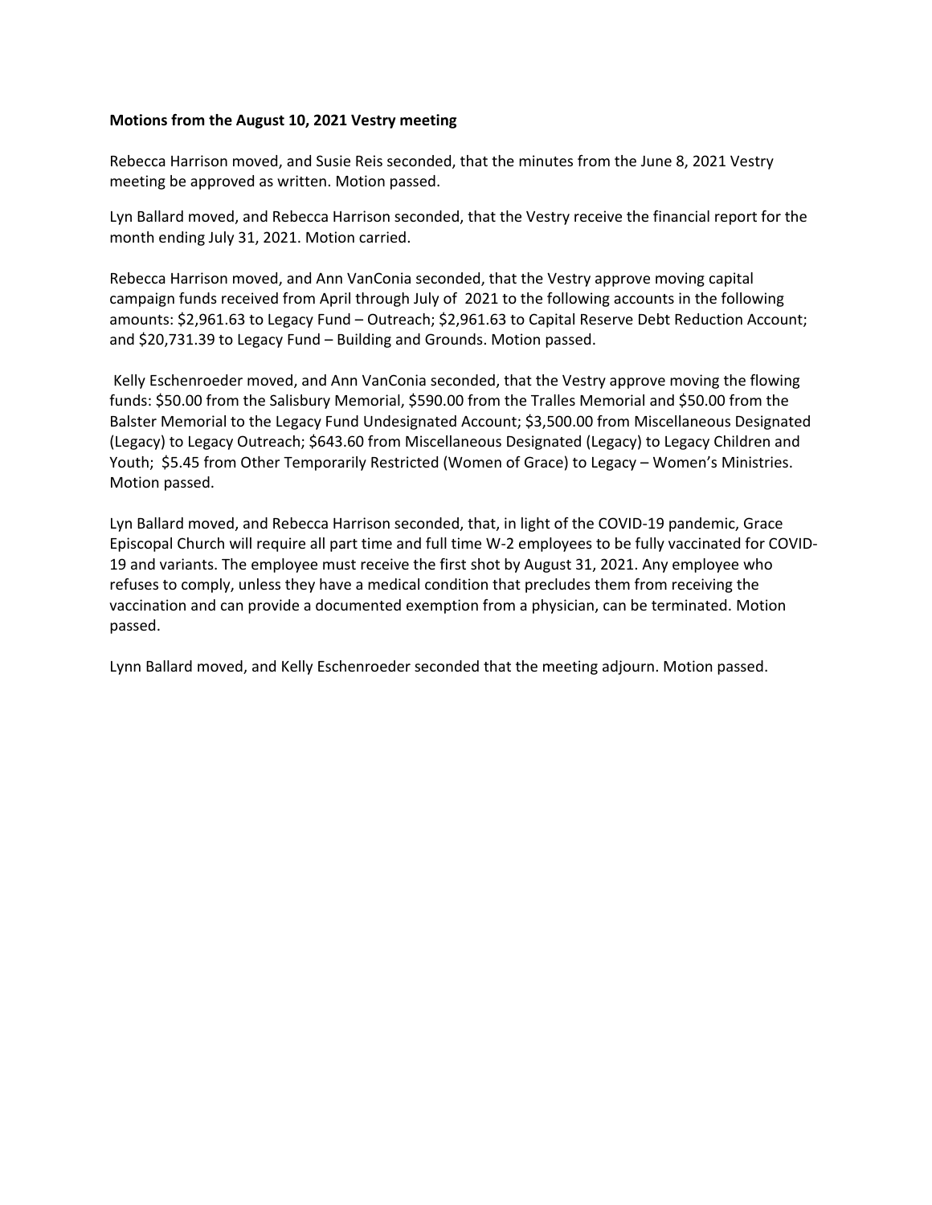**Motions from the August 10, 2021 Vestry meeting**

Rebecca Harrison moved, and Susie Reis seconded, that the minutes from the June 8, 2021 Vestry meeting be approved as written. Motion passed.

Lyn Ballard moved, and Rebecca Harrison seconded, that the Vestry receive the financial report for the month ending July 31, 2021. Motion carried.

Rebecca Harrison moved, and Ann VanConia seconded, that the Vestry approve moving capital campaign funds received from April through July of 2021 to the following accounts in the following amounts: $2,961.63 to Legacy Fund – Outreach; $2,961.63 to Capital Reserve Debt Reduction Account; and $20,731.39 to Legacy Fund – Building and Grounds. Motion passed.

Kelly Eschenroeder moved, and Ann VanConia seconded, that the Vestry approve moving the flowing funds: $50.00 from the Salisbury Memorial, $590.00 from the Tralles Memorial and $50.00 from the Balster Memorial to the Legacy Fund Undesignated Account; $3,500.00 from Miscellaneous Designated (Legacy) to Legacy Outreach; $643.60 from Miscellaneous Designated (Legacy) to Legacy Children and Youth; $5.45 from Other Temporarily Restricted (Women of Grace) to Legacy – Women's Ministries. Motion passed.

Lyn Ballard moved, and Rebecca Harrison seconded, that, in light of the COVID-19 pandemic, Grace Episcopal Church will require all part time and full time W-2 employees to be fully vaccinated for COVID-19 and variants. The employee must receive the first shot by August 31, 2021. Any employee who refuses to comply, unless they have a medical condition that precludes them from receiving the vaccination and can provide a documented exemption from a physician, can be terminated. Motion passed.

Lynn Ballard moved, and Kelly Eschenroeder seconded that the meeting adjourn. Motion passed.